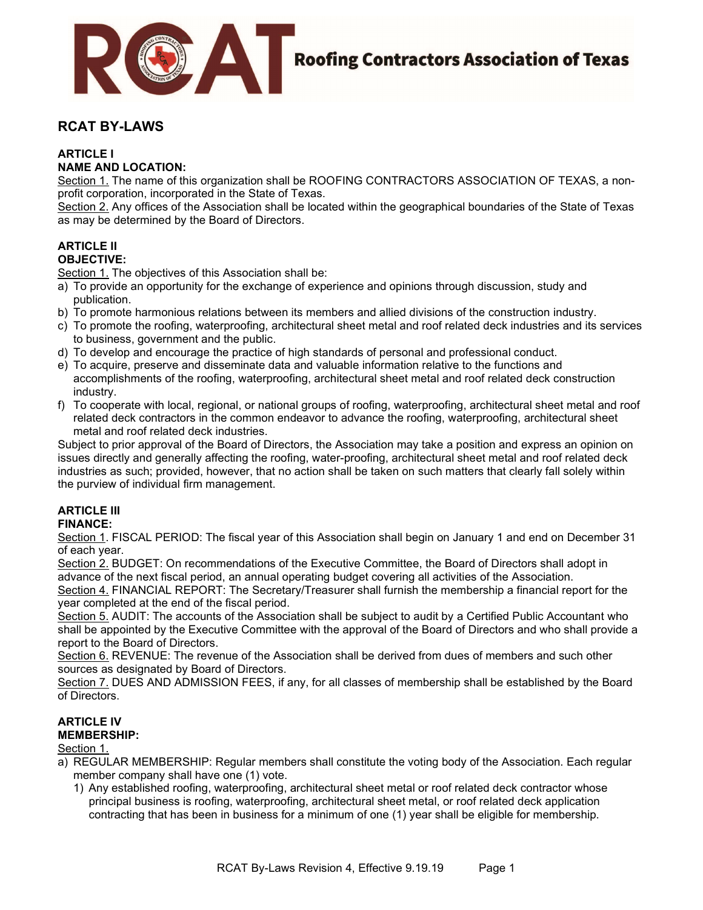# Roofing Contractors Association of Texas

## RCAT BY-LAWS

### ARTICLE I
### NAME AND LOCATION:

Section 1. The name of this organization shall be ROOFING CONTRACTORS ASSOCIATION OF TEXAS, a non-profit corporation, incorporated in the State of Texas.

Section 2. Any offices of the Association shall be located within the geographical boundaries of the State of Texas as may be determined by the Board of Directors.

### ARTICLE II
### OBJECTIVE:

Section 1. The objectives of this Association shall be:

a) To provide an opportunity for the exchange of experience and opinions through discussion, study and publication.
b) To promote harmonious relations between its members and allied divisions of the construction industry.
c) To promote the roofing, waterproofing, architectural sheet metal and roof related deck industries and its services to business, government and the public.
d) To develop and encourage the practice of high standards of personal and professional conduct.
e) To acquire, preserve and disseminate data and valuable information relative to the functions and accomplishments of the roofing, waterproofing, architectural sheet metal and roof related deck construction industry.
f) To cooperate with local, regional, or national groups of roofing, waterproofing, architectural sheet metal and roof related deck contractors in the common endeavor to advance the roofing, waterproofing, architectural sheet metal and roof related deck industries.

Subject to prior approval of the Board of Directors, the Association may take a position and express an opinion on issues directly and generally affecting the roofing, water-proofing, architectural sheet metal and roof related deck industries as such; provided, however, that no action shall be taken on such matters that clearly fall solely within the purview of individual firm management.

### ARTICLE III
### FINANCE:

Section 1. FISCAL PERIOD: The fiscal year of this Association shall begin on January 1 and end on December 31 of each year.

Section 2. BUDGET: On recommendations of the Executive Committee, the Board of Directors shall adopt in advance of the next fiscal period, an annual operating budget covering all activities of the Association.

Section 4. FINANCIAL REPORT: The Secretary/Treasurer shall furnish the membership a financial report for the year completed at the end of the fiscal period.

Section 5. AUDIT: The accounts of the Association shall be subject to audit by a Certified Public Accountant who shall be appointed by the Executive Committee with the approval of the Board of Directors and who shall provide a report to the Board of Directors.

Section 6. REVENUE: The revenue of the Association shall be derived from dues of members and such other sources as designated by Board of Directors.

Section 7. DUES AND ADMISSION FEES, if any, for all classes of membership shall be established by the Board of Directors.

### ARTICLE IV
### MEMBERSHIP:

Section 1.

a) REGULAR MEMBERSHIP: Regular members shall constitute the voting body of the Association. Each regular member company shall have one (1) vote.
   1) Any established roofing, waterproofing, architectural sheet metal or roof related deck contractor whose principal business is roofing, waterproofing, architectural sheet metal, or roof related deck application contracting that has been in business for a minimum of one (1) year shall be eligible for membership.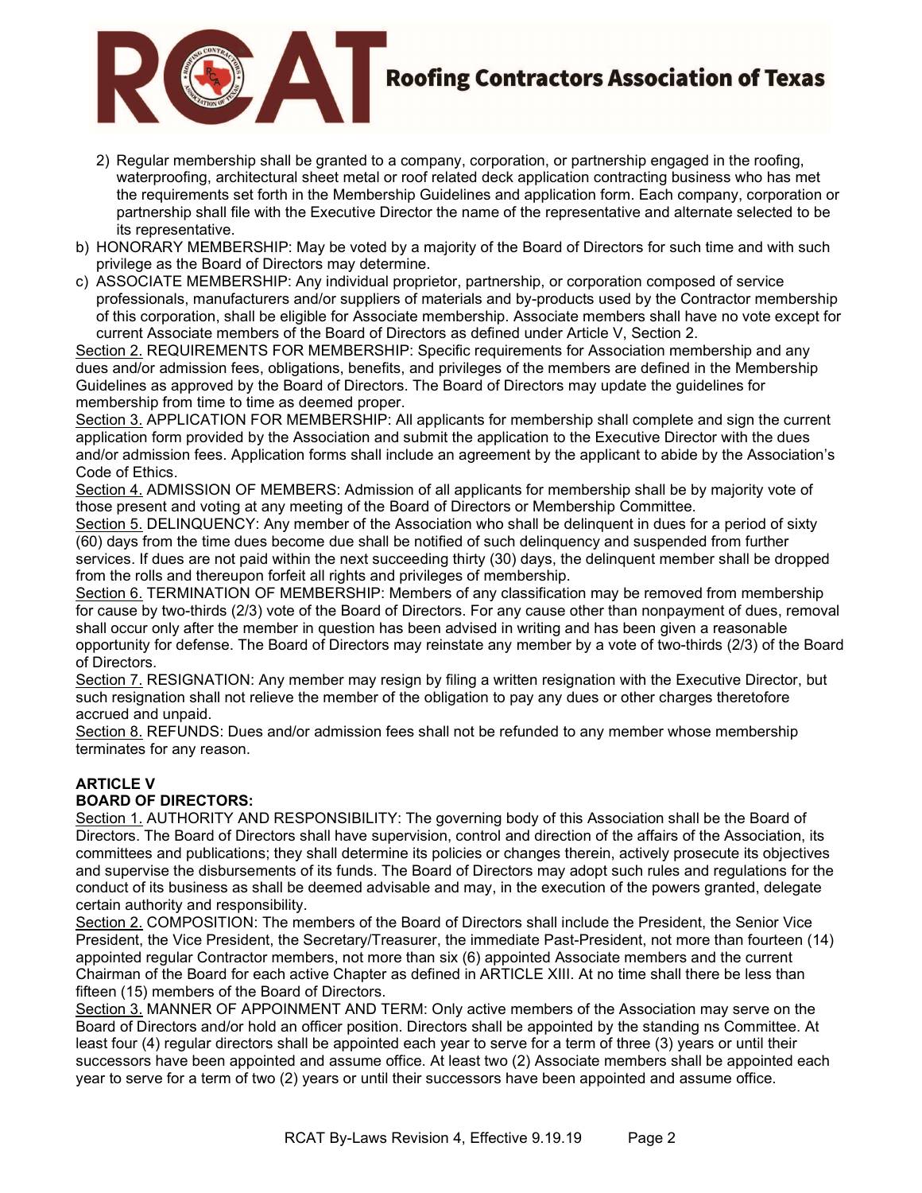2) Regular membership shall be granted to a company, corporation, or partnership engaged in the roofing, waterproofing, architectural sheet metal or roof related deck application contracting business who has met the requirements set forth in the Membership Guidelines and application form. Each company, corporation or partnership shall file with the Executive Director the name of the representative and alternate selected to be its representative.

b) HONORARY MEMBERSHIP: May be voted by a majority of the Board of Directors for such time and with such privilege as the Board of Directors may determine.

c) ASSOCIATE MEMBERSHIP: Any individual proprietor, partnership, or corporation composed of service professionals, manufacturers and/or suppliers of materials and by-products used by the Contractor membership of this corporation, shall be eligible for Associate membership. Associate members shall have no vote except for current Associate members of the Board of Directors as defined under Article V, Section 2.

Section 2. REQUIREMENTS FOR MEMBERSHIP: Specific requirements for Association membership and any dues and/or admission fees, obligations, benefits, and privileges of the members are defined in the Membership Guidelines as approved by the Board of Directors. The Board of Directors may update the guidelines for membership from time to time as deemed proper.

Section 3. APPLICATION FOR MEMBERSHIP: All applicants for membership shall complete and sign the current application form provided by the Association and submit the application to the Executive Director with the dues and/or admission fees. Application forms shall include an agreement by the applicant to abide by the Association's Code of Ethics.

Section 4. ADMISSION OF MEMBERS: Admission of all applicants for membership shall be by majority vote of those present and voting at any meeting of the Board of Directors or Membership Committee.

Section 5. DELINQUENCY: Any member of the Association who shall be delinquent in dues for a period of sixty (60) days from the time dues become due shall be notified of such delinquency and suspended from further services. If dues are not paid within the next succeeding thirty (30) days, the delinquent member shall be dropped from the rolls and thereupon forfeit all rights and privileges of membership.

Section 6. TERMINATION OF MEMBERSHIP: Members of any classification may be removed from membership for cause by two-thirds (2/3) vote of the Board of Directors. For any cause other than nonpayment of dues, removal shall occur only after the member in question has been advised in writing and has been given a reasonable opportunity for defense. The Board of Directors may reinstate any member by a vote of two-thirds (2/3) of the Board of Directors.

Section 7. RESIGNATION: Any member may resign by filing a written resignation with the Executive Director, but such resignation shall not relieve the member of the obligation to pay any dues or other charges theretofore accrued and unpaid.

Section 8. REFUNDS: Dues and/or admission fees shall not be refunded to any member whose membership terminates for any reason.

## ARTICLE V
## BOARD OF DIRECTORS:

Section 1. AUTHORITY AND RESPONSIBILITY: The governing body of this Association shall be the Board of Directors. The Board of Directors shall have supervision, control and direction of the affairs of the Association, its committees and publications; they shall determine its policies or changes therein, actively prosecute its objectives and supervise the disbursements of its funds. The Board of Directors may adopt such rules and regulations for the conduct of its business as shall be deemed advisable and may, in the execution of the powers granted, delegate certain authority and responsibility.

Section 2. COMPOSITION: The members of the Board of Directors shall include the President, the Senior Vice President, the Vice President, the Secretary/Treasurer, the immediate Past-President, not more than fourteen (14) appointed regular Contractor members, not more than six (6) appointed Associate members and the current Chairman of the Board for each active Chapter as defined in ARTICLE XIII. At no time shall there be less than fifteen (15) members of the Board of Directors.

Section 3. MANNER OF APPOINMENT AND TERM: Only active members of the Association may serve on the Board of Directors and/or hold an officer position. Directors shall be appointed by the standing ns Committee. At least four (4) regular directors shall be appointed each year to serve for a term of three (3) years or until their successors have been appointed and assume office. At least two (2) Associate members shall be appointed each year to serve for a term of two (2) years or until their successors have been appointed and assume office.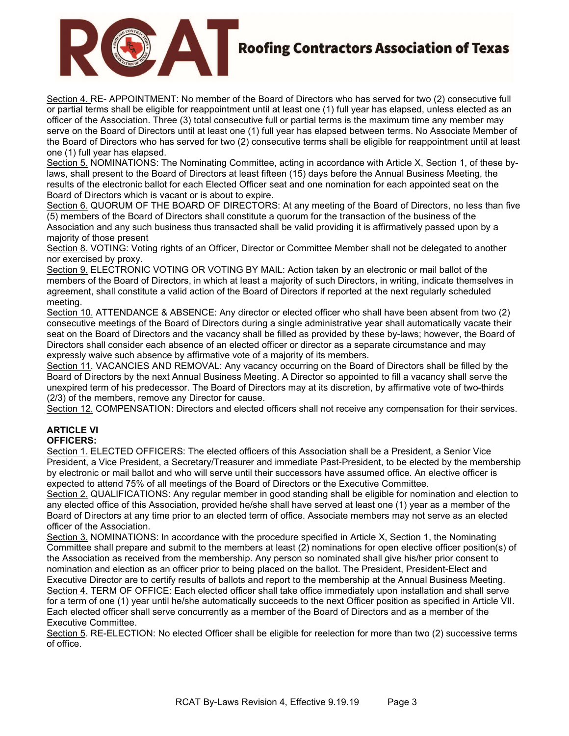Section 4. RE- APPOINTMENT: No member of the Board of Directors who has served for two (2) consecutive full or partial terms shall be eligible for reappointment until at least one (1) full year has elapsed, unless elected as an officer of the Association. Three (3) total consecutive full or partial terms is the maximum time any member may serve on the Board of Directors until at least one (1) full year has elapsed between terms. No Associate Member of the Board of Directors who has served for two (2) consecutive terms shall be eligible for reappointment until at least one (1) full year has elapsed.

Section 5. NOMINATIONS: The Nominating Committee, acting in accordance with Article X, Section 1, of these by-laws, shall present to the Board of Directors at least fifteen (15) days before the Annual Business Meeting, the results of the electronic ballot for each Elected Officer seat and one nomination for each appointed seat on the Board of Directors which is vacant or is about to expire.

Section 6. QUORUM OF THE BOARD OF DIRECTORS: At any meeting of the Board of Directors, no less than five (5) members of the Board of Directors shall constitute a quorum for the transaction of the business of the Association and any such business thus transacted shall be valid providing it is affirmatively passed upon by a majority of those present

Section 8. VOTING: Voting rights of an Officer, Director or Committee Member shall not be delegated to another nor exercised by proxy.

Section 9. ELECTRONIC VOTING OR VOTING BY MAIL: Action taken by an electronic or mail ballot of the members of the Board of Directors, in which at least a majority of such Directors, in writing, indicate themselves in agreement, shall constitute a valid action of the Board of Directors if reported at the next regularly scheduled meeting.

Section 10. ATTENDANCE & ABSENCE: Any director or elected officer who shall have been absent from two (2) consecutive meetings of the Board of Directors during a single administrative year shall automatically vacate their seat on the Board of Directors and the vacancy shall be filled as provided by these by-laws; however, the Board of Directors shall consider each absence of an elected officer or director as a separate circumstance and may expressly waive such absence by affirmative vote of a majority of its members.

Section 11. VACANCIES AND REMOVAL: Any vacancy occurring on the Board of Directors shall be filled by the Board of Directors by the next Annual Business Meeting. A Director so appointed to fill a vacancy shall serve the unexpired term of his predecessor. The Board of Directors may at its discretion, by affirmative vote of two-thirds (2/3) of the members, remove any Director for cause.

Section 12. COMPENSATION: Directors and elected officers shall not receive any compensation for their services.

## ARTICLE VI
## OFFICERS:

Section 1. ELECTED OFFICERS: The elected officers of this Association shall be a President, a Senior Vice President, a Vice President, a Secretary/Treasurer and immediate Past-President, to be elected by the membership by electronic or mail ballot and who will serve until their successors have assumed office. An elective officer is expected to attend 75% of all meetings of the Board of Directors or the Executive Committee.

Section 2. QUALIFICATIONS: Any regular member in good standing shall be eligible for nomination and election to any elected office of this Association, provided he/she shall have served at least one (1) year as a member of the Board of Directors at any time prior to an elected term of office. Associate members may not serve as an elected officer of the Association.

Section 3. NOMINATIONS: In accordance with the procedure specified in Article X, Section 1, the Nominating Committee shall prepare and submit to the members at least (2) nominations for open elective officer position(s) of the Association as received from the membership. Any person so nominated shall give his/her prior consent to nomination and election as an officer prior to being placed on the ballot. The President, President-Elect and Executive Director are to certify results of ballots and report to the membership at the Annual Business Meeting.

Section 4. TERM OF OFFICE: Each elected officer shall take office immediately upon installation and shall serve for a term of one (1) year until he/she automatically succeeds to the next Officer position as specified in Article VII. Each elected officer shall serve concurrently as a member of the Board of Directors and as a member of the Executive Committee.

Section 5. RE-ELECTION: No elected Officer shall be eligible for reelection for more than two (2) successive terms of office.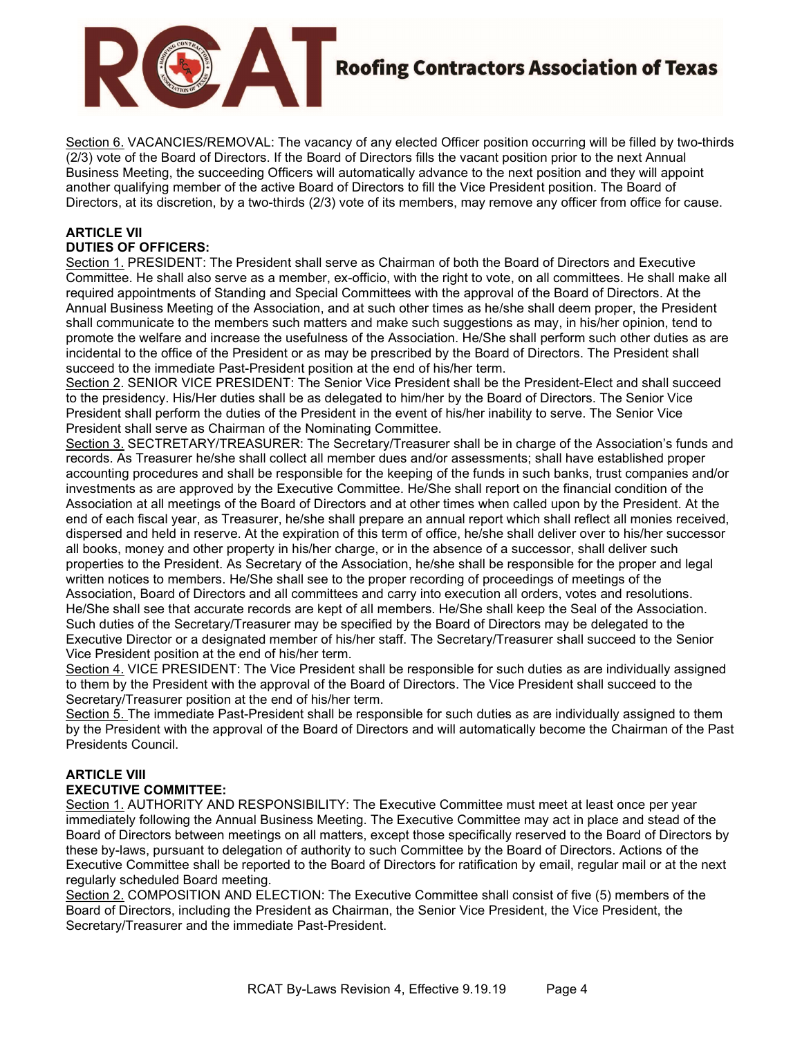Section 6. VACANCIES/REMOVAL: The vacancy of any elected Officer position occurring will be filled by two-thirds (2/3) vote of the Board of Directors. If the Board of Directors fills the vacant position prior to the next Annual Business Meeting, the succeeding Officers will automatically advance to the next position and they will appoint another qualifying member of the active Board of Directors to fill the Vice President position. The Board of Directors, at its discretion, by a two-thirds (2/3) vote of its members, may remove any officer from office for cause.

## ARTICLE VII
## DUTIES OF OFFICERS:

Section 1. PRESIDENT: The President shall serve as Chairman of both the Board of Directors and Executive Committee. He shall also serve as a member, ex-officio, with the right to vote, on all committees. He shall make all required appointments of Standing and Special Committees with the approval of the Board of Directors. At the Annual Business Meeting of the Association, and at such other times as he/she shall deem proper, the President shall communicate to the members such matters and make such suggestions as may, in his/her opinion, tend to promote the welfare and increase the usefulness of the Association. He/She shall perform such other duties as are incidental to the office of the President or as may be prescribed by the Board of Directors. The President shall succeed to the immediate Past-President position at the end of his/her term.

Section 2. SENIOR VICE PRESIDENT: The Senior Vice President shall be the President-Elect and shall succeed to the presidency. His/Her duties shall be as delegated to him/her by the Board of Directors. The Senior Vice President shall perform the duties of the President in the event of his/her inability to serve. The Senior Vice President shall serve as Chairman of the Nominating Committee.

Section 3. SECTRETARY/TREASURER: The Secretary/Treasurer shall be in charge of the Association's funds and records. As Treasurer he/she shall collect all member dues and/or assessments; shall have established proper accounting procedures and shall be responsible for the keeping of the funds in such banks, trust companies and/or investments as are approved by the Executive Committee. He/She shall report on the financial condition of the Association at all meetings of the Board of Directors and at other times when called upon by the President. At the end of each fiscal year, as Treasurer, he/she shall prepare an annual report which shall reflect all monies received, dispersed and held in reserve. At the expiration of this term of office, he/she shall deliver over to his/her successor all books, money and other property in his/her charge, or in the absence of a successor, shall deliver such properties to the President. As Secretary of the Association, he/she shall be responsible for the proper and legal written notices to members. He/She shall see to the proper recording of proceedings of meetings of the Association, Board of Directors and all committees and carry into execution all orders, votes and resolutions. He/She shall see that accurate records are kept of all members. He/She shall keep the Seal of the Association. Such duties of the Secretary/Treasurer may be specified by the Board of Directors may be delegated to the Executive Director or a designated member of his/her staff. The Secretary/Treasurer shall succeed to the Senior Vice President position at the end of his/her term.

Section 4. VICE PRESIDENT: The Vice President shall be responsible for such duties as are individually assigned to them by the President with the approval of the Board of Directors. The Vice President shall succeed to the Secretary/Treasurer position at the end of his/her term.

Section 5. The immediate Past-President shall be responsible for such duties as are individually assigned to them by the President with the approval of the Board of Directors and will automatically become the Chairman of the Past Presidents Council.

## ARTICLE VIII
## EXECUTIVE COMMITTEE:

Section 1. AUTHORITY AND RESPONSIBILITY: The Executive Committee must meet at least once per year immediately following the Annual Business Meeting. The Executive Committee may act in place and stead of the Board of Directors between meetings on all matters, except those specifically reserved to the Board of Directors by these by-laws, pursuant to delegation of authority to such Committee by the Board of Directors. Actions of the Executive Committee shall be reported to the Board of Directors for ratification by email, regular mail or at the next regularly scheduled Board meeting.

Section 2. COMPOSITION AND ELECTION: The Executive Committee shall consist of five (5) members of the Board of Directors, including the President as Chairman, the Senior Vice President, the Vice President, the Secretary/Treasurer and the immediate Past-President.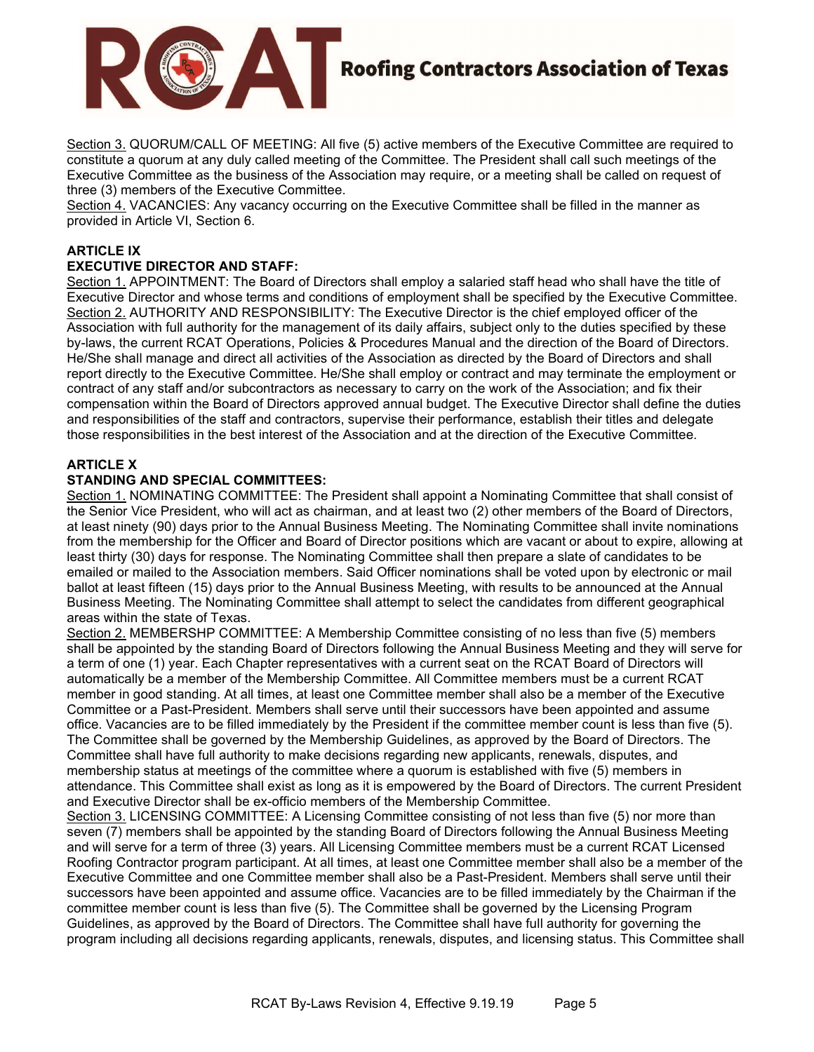Section 3. QUORUM/CALL OF MEETING: All five (5) active members of the Executive Committee are required to constitute a quorum at any duly called meeting of the Committee. The President shall call such meetings of the Executive Committee as the business of the Association may require, or a meeting shall be called on request of three (3) members of the Executive Committee.

Section 4. VACANCIES: Any vacancy occurring on the Executive Committee shall be filled in the manner as provided in Article VI, Section 6.

**ARTICLE IX**

**EXECUTIVE DIRECTOR AND STAFF:**

Section 1. APPOINTMENT: The Board of Directors shall employ a salaried staff head who shall have the title of Executive Director and whose terms and conditions of employment shall be specified by the Executive Committee.

Section 2. AUTHORITY AND RESPONSIBILITY: The Executive Director is the chief employed officer of the Association with full authority for the management of its daily affairs, subject only to the duties specified by these by-laws, the current RCAT Operations, Policies & Procedures Manual and the direction of the Board of Directors. He/She shall manage and direct all activities of the Association as directed by the Board of Directors and shall report directly to the Executive Committee. He/She shall employ or contract and may terminate the employment or contract of any staff and/or subcontractors as necessary to carry on the work of the Association; and fix their compensation within the Board of Directors approved annual budget. The Executive Director shall define the duties and responsibilities of the staff and contractors, supervise their performance, establish their titles and delegate those responsibilities in the best interest of the Association and at the direction of the Executive Committee.

**ARTICLE X**

**STANDING AND SPECIAL COMMITTEES:**

Section 1. NOMINATING COMMITTEE: The President shall appoint a Nominating Committee that shall consist of the Senior Vice President, who will act as chairman, and at least two (2) other members of the Board of Directors, at least ninety (90) days prior to the Annual Business Meeting. The Nominating Committee shall invite nominations from the membership for the Officer and Board of Director positions which are vacant or about to expire, allowing at least thirty (30) days for response. The Nominating Committee shall then prepare a slate of candidates to be emailed or mailed to the Association members. Said Officer nominations shall be voted upon by electronic or mail ballot at least fifteen (15) days prior to the Annual Business Meeting, with results to be announced at the Annual Business Meeting. The Nominating Committee shall attempt to select the candidates from different geographical areas within the state of Texas.

Section 2. MEMBERSHP COMMITTEE: A Membership Committee consisting of no less than five (5) members shall be appointed by the standing Board of Directors following the Annual Business Meeting and they will serve for a term of one (1) year. Each Chapter representatives with a current seat on the RCAT Board of Directors will automatically be a member of the Membership Committee. All Committee members must be a current RCAT member in good standing. At all times, at least one Committee member shall also be a member of the Executive Committee or a Past-President. Members shall serve until their successors have been appointed and assume office. Vacancies are to be filled immediately by the President if the committee member count is less than five (5). The Committee shall be governed by the Membership Guidelines, as approved by the Board of Directors. The Committee shall have full authority to make decisions regarding new applicants, renewals, disputes, and membership status at meetings of the committee where a quorum is established with five (5) members in attendance. This Committee shall exist as long as it is empowered by the Board of Directors. The current President and Executive Director shall be ex-officio members of the Membership Committee.

Section 3. LICENSING COMMITTEE: A Licensing Committee consisting of not less than five (5) nor more than seven (7) members shall be appointed by the standing Board of Directors following the Annual Business Meeting and will serve for a term of three (3) years. All Licensing Committee members must be a current RCAT Licensed Roofing Contractor program participant. At all times, at least one Committee member shall also be a member of the Executive Committee and one Committee member shall also be a Past-President. Members shall serve until their successors have been appointed and assume office. Vacancies are to be filled immediately by the Chairman if the committee member count is less than five (5). The Committee shall be governed by the Licensing Program Guidelines, as approved by the Board of Directors. The Committee shall have full authority for governing the program including all decisions regarding applicants, renewals, disputes, and licensing status. This Committee shall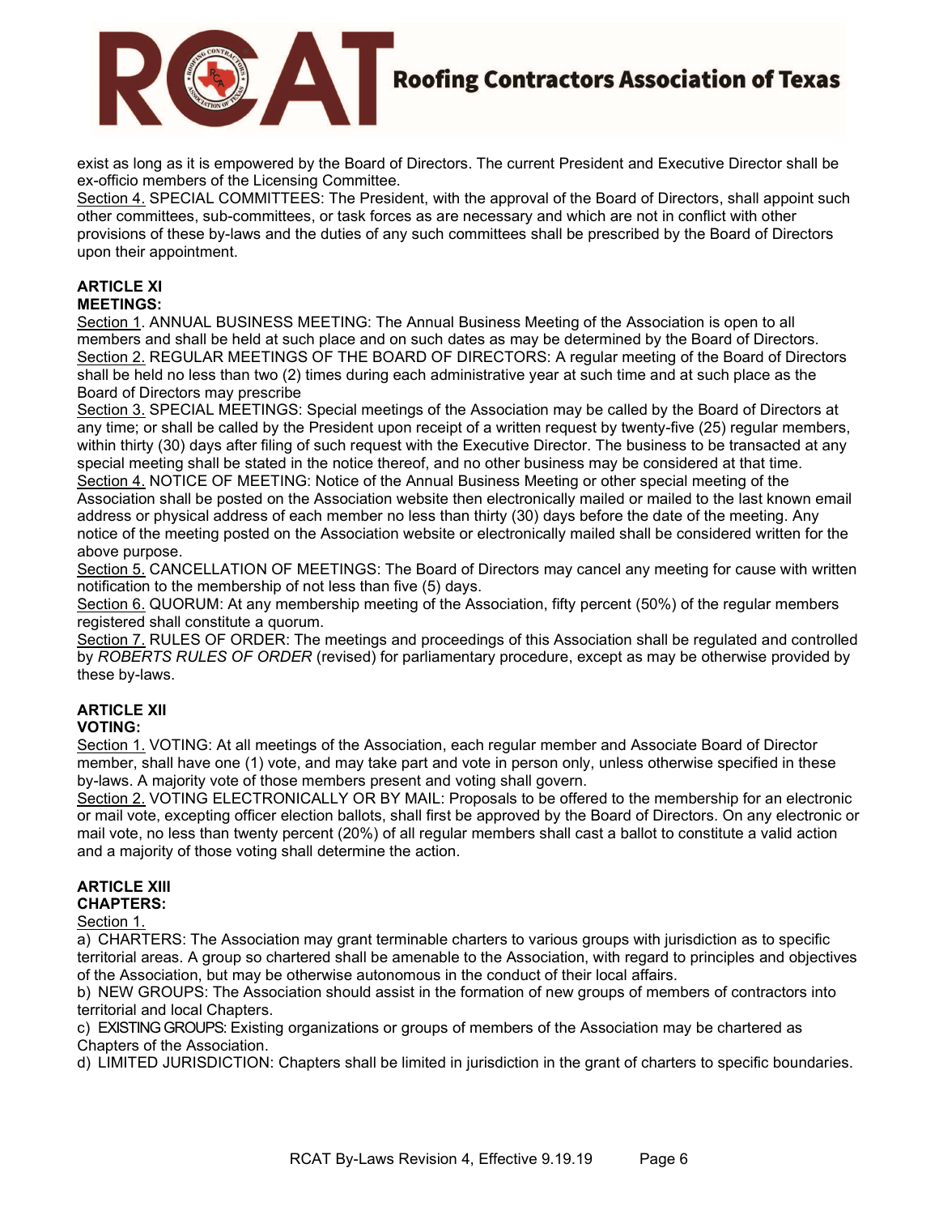exist as long as it is empowered by the Board of Directors. The current President and Executive Director shall be ex-officio members of the Licensing Committee.

Section 4. SPECIAL COMMITTEES: The President, with the approval of the Board of Directors, shall appoint such other committees, sub-committees, or task forces as are necessary and which are not in conflict with other provisions of these by-laws and the duties of any such committees shall be prescribed by the Board of Directors upon their appointment.

**ARTICLE XI**
**MEETINGS:**

Section 1. ANNUAL BUSINESS MEETING: The Annual Business Meeting of the Association is open to all members and shall be held at such place and on such dates as may be determined by the Board of Directors.

Section 2. REGULAR MEETINGS OF THE BOARD OF DIRECTORS: A regular meeting of the Board of Directors shall be held no less than two (2) times during each administrative year at such time and at such place as the Board of Directors may prescribe

Section 3. SPECIAL MEETINGS: Special meetings of the Association may be called by the Board of Directors at any time; or shall be called by the President upon receipt of a written request by twenty-five (25) regular members, within thirty (30) days after filing of such request with the Executive Director. The business to be transacted at any special meeting shall be stated in the notice thereof, and no other business may be considered at that time.

Section 4. NOTICE OF MEETING: Notice of the Annual Business Meeting or other special meeting of the Association shall be posted on the Association website then electronically mailed or mailed to the last known email address or physical address of each member no less than thirty (30) days before the date of the meeting. Any notice of the meeting posted on the Association website or electronically mailed shall be considered written for the above purpose.

Section 5. CANCELLATION OF MEETINGS: The Board of Directors may cancel any meeting for cause with written notification to the membership of not less than five (5) days.

Section 6. QUORUM: At any membership meeting of the Association, fifty percent (50%) of the regular members registered shall constitute a quorum.

Section 7. RULES OF ORDER: The meetings and proceedings of this Association shall be regulated and controlled by *ROBERTS RULES OF ORDER* (revised) for parliamentary procedure, except as may be otherwise provided by these by-laws.

**ARTICLE XII**
**VOTING:**

Section 1. VOTING: At all meetings of the Association, each regular member and Associate Board of Director member, shall have one (1) vote, and may take part and vote in person only, unless otherwise specified in these by-laws. A majority vote of those members present and voting shall govern.

Section 2. VOTING ELECTRONICALLY OR BY MAIL: Proposals to be offered to the membership for an electronic or mail vote, excepting officer election ballots, shall first be approved by the Board of Directors. On any electronic or mail vote, no less than twenty percent (20%) of all regular members shall cast a ballot to constitute a valid action and a majority of those voting shall determine the action.

**ARTICLE XIII**
**CHAPTERS:**

Section 1.

a) CHARTERS: The Association may grant terminable charters to various groups with jurisdiction as to specific territorial areas. A group so chartered shall be amenable to the Association, with regard to principles and objectives of the Association, but may be otherwise autonomous in the conduct of their local affairs.

b) NEW GROUPS: The Association should assist in the formation of new groups of members of contractors into territorial and local Chapters.

c) EXISTING GROUPS: Existing organizations or groups of members of the Association may be chartered as Chapters of the Association.

d) LIMITED JURISDICTION: Chapters shall be limited in jurisdiction in the grant of charters to specific boundaries.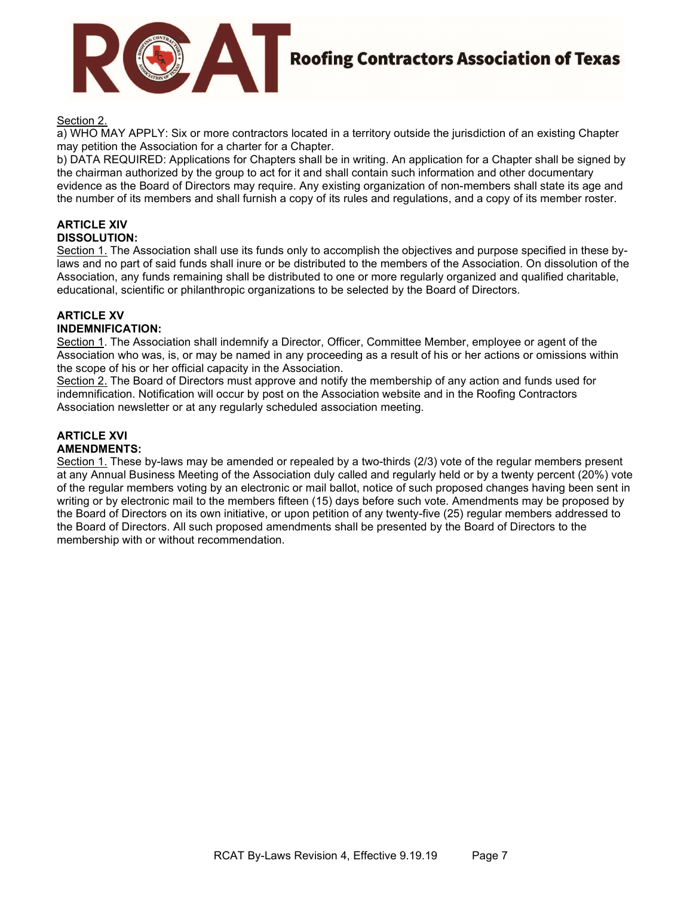Section 2.

a) WHO MAY APPLY: Six or more contractors located in a territory outside the jurisdiction of an existing Chapter may petition the Association for a charter for a Chapter.

b) DATA REQUIRED: Applications for Chapters shall be in writing. An application for a Chapter shall be signed by the chairman authorized by the group to act for it and shall contain such information and other documentary evidence as the Board of Directors may require. Any existing organization of non-members shall state its age and the number of its members and shall furnish a copy of its rules and regulations, and a copy of its member roster.

**ARTICLE XIV**
**DISSOLUTION:**

Section 1. The Association shall use its funds only to accomplish the objectives and purpose specified in these by-laws and no part of said funds shall inure or be distributed to the members of the Association. On dissolution of the Association, any funds remaining shall be distributed to one or more regularly organized and qualified charitable, educational, scientific or philanthropic organizations to be selected by the Board of Directors.

**ARTICLE XV**
**INDEMNIFICATION:**

Section 1. The Association shall indemnify a Director, Officer, Committee Member, employee or agent of the Association who was, is, or may be named in any proceeding as a result of his or her actions or omissions within the scope of his or her official capacity in the Association.

Section 2. The Board of Directors must approve and notify the membership of any action and funds used for indemnification. Notification will occur by post on the Association website and in the Roofing Contractors Association newsletter or at any regularly scheduled association meeting.

**ARTICLE XVI**
**AMENDMENTS:**

Section 1. These by-laws may be amended or repealed by a two-thirds (2/3) vote of the regular members present at any Annual Business Meeting of the Association duly called and regularly held or by a twenty percent (20%) vote of the regular members voting by an electronic or mail ballot, notice of such proposed changes having been sent in writing or by electronic mail to the members fifteen (15) days before such vote. Amendments may be proposed by the Board of Directors on its own initiative, or upon petition of any twenty-five (25) regular members addressed to the Board of Directors. All such proposed amendments shall be presented by the Board of Directors to the membership with or without recommendation.